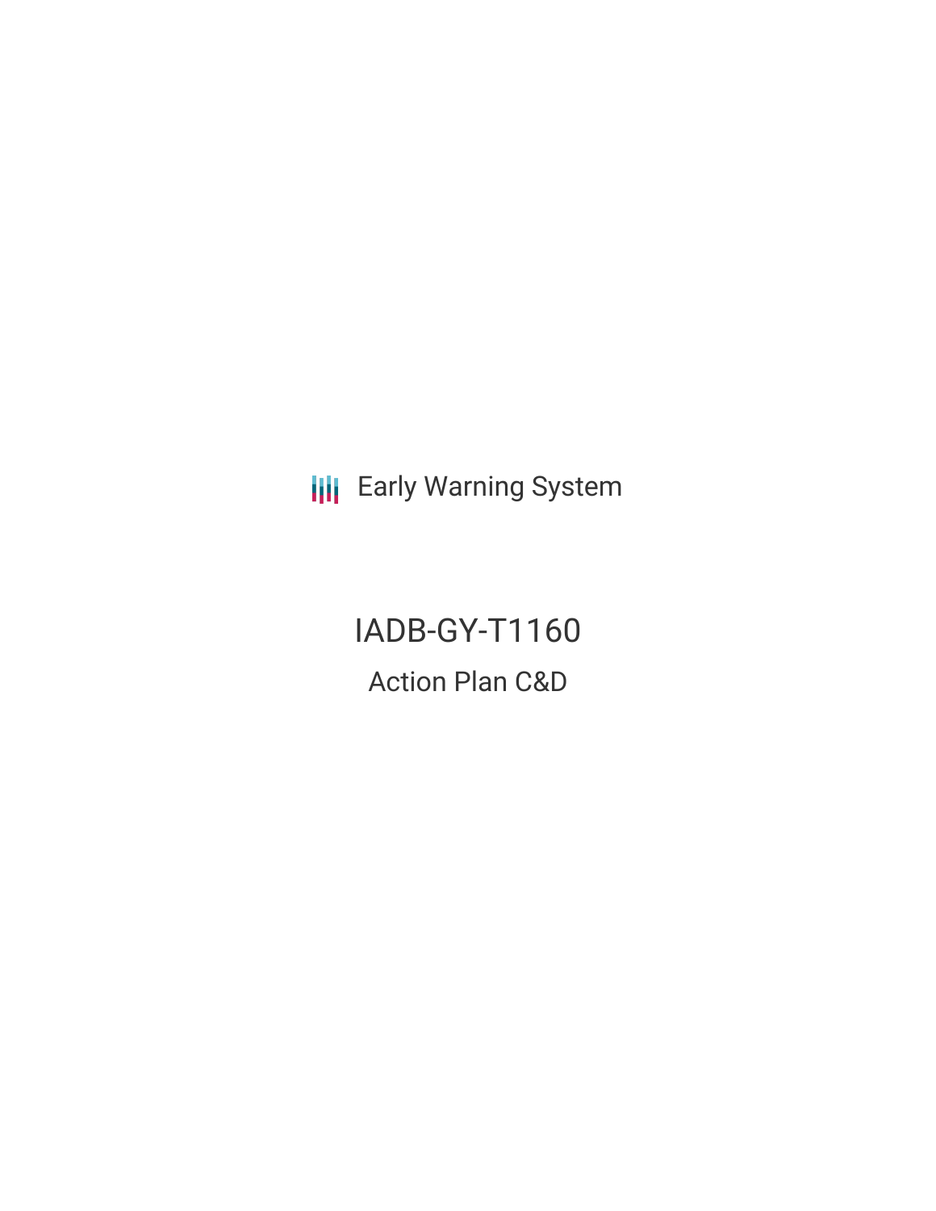Early Warning System

# IADB-GY-T1160

## Action Plan C&D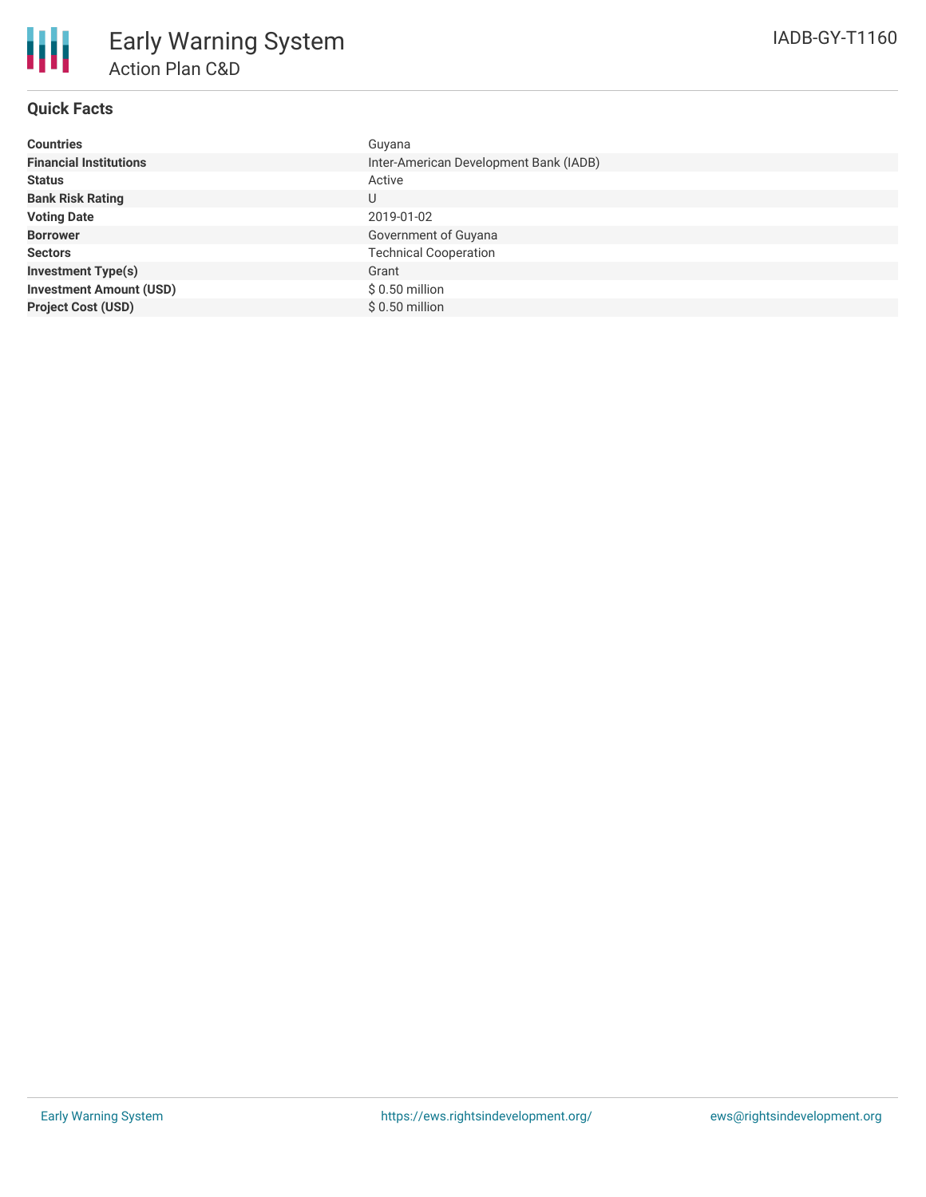# Early Warning System

## Action Plan C&D

IADB-GY-T1160

### Quick Facts

| | |
|---|---|
| **Countries** | Guyana |
| **Financial Institutions** | Inter-American Development Bank (IADB) |
| **Status** | Active |
| **Bank Risk Rating** | U |
| **Voting Date** | 2019-01-02 |
| **Borrower** | Government of Guyana |
| **Sectors** | Technical Cooperation |
| **Investment Type(s)** | Grant |
| **Investment Amount (USD)** | $ 0.50 million |
| **Project Cost (USD)** | $ 0.50 million |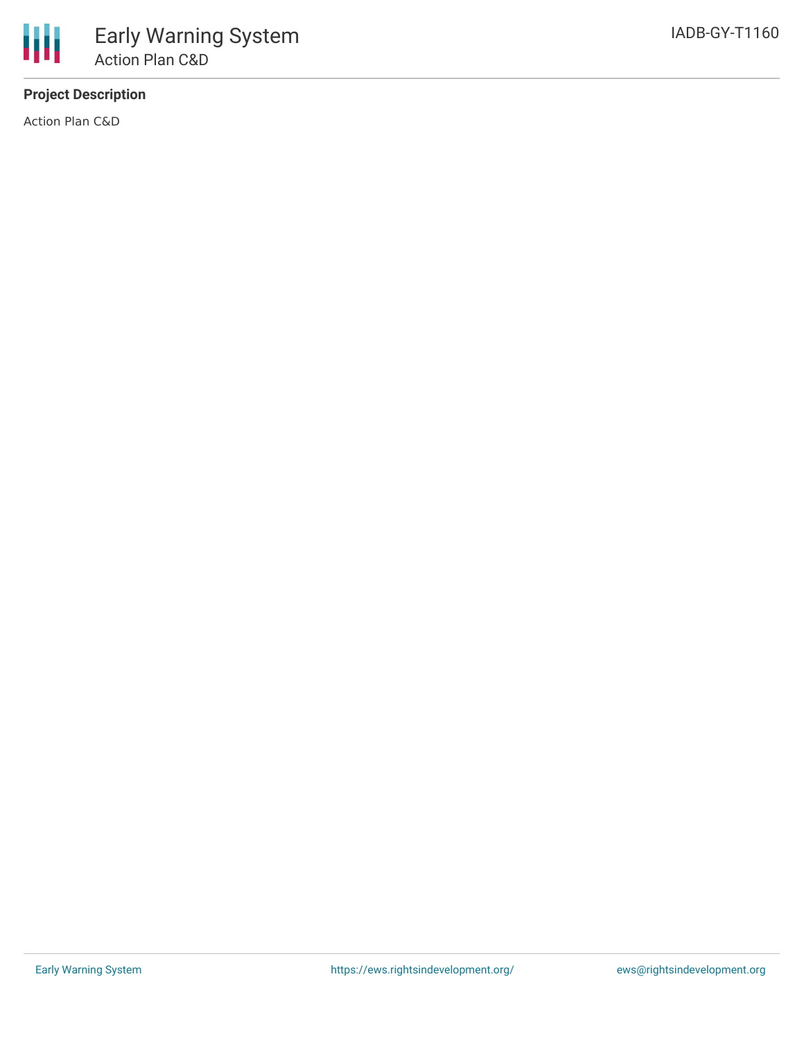**Project Description**

Action Plan C&D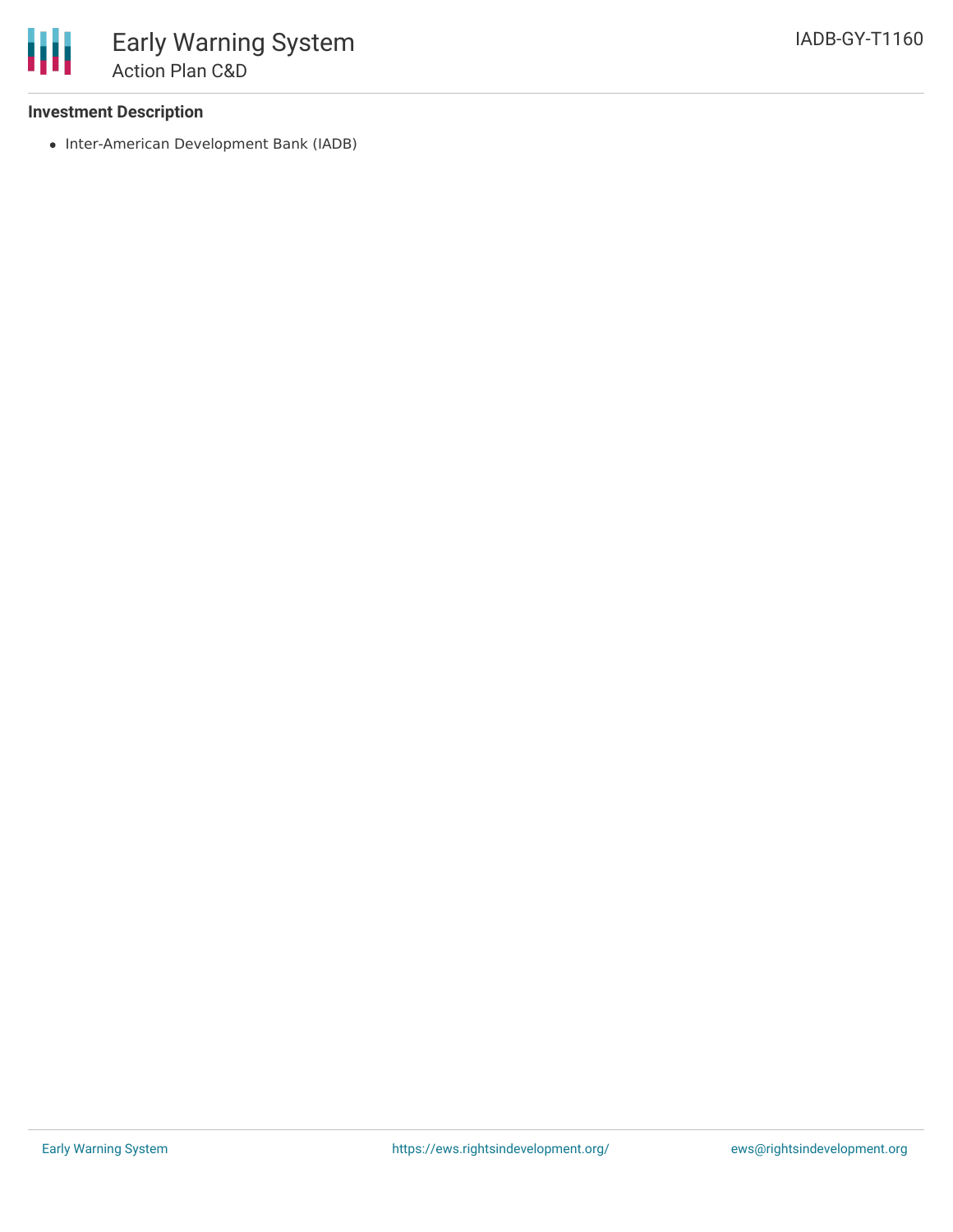**Investment Description**

- Inter-American Development Bank (IADB)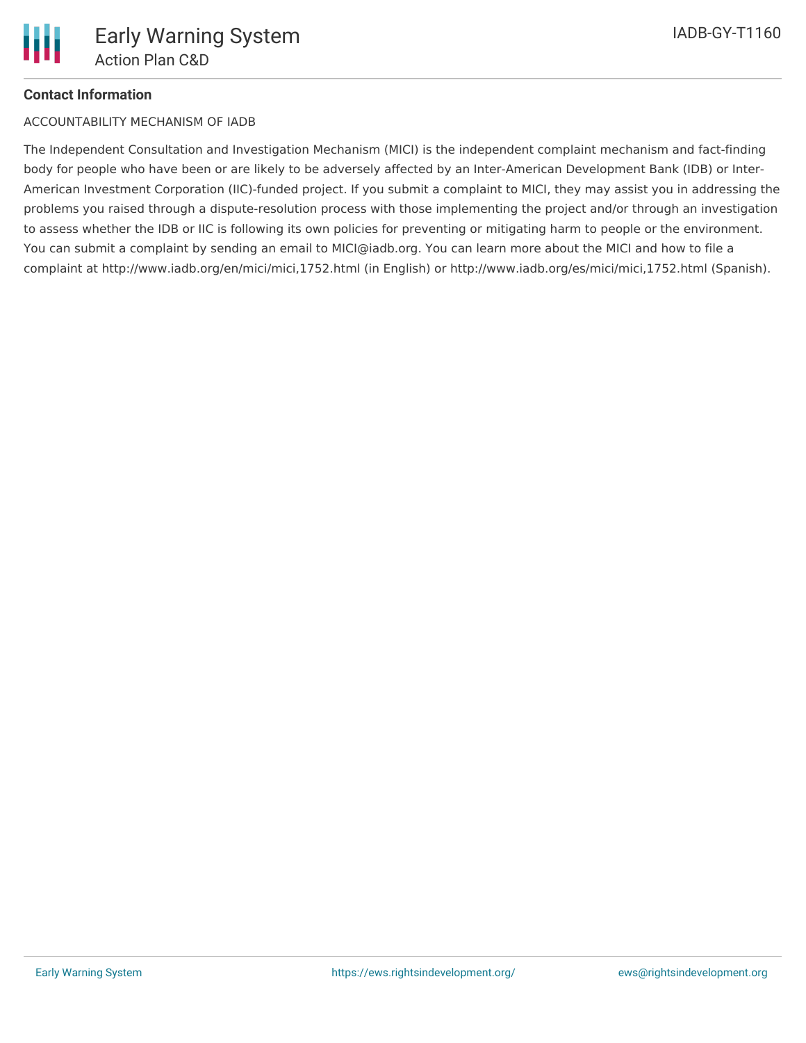**Contact Information**

ACCOUNTABILITY MECHANISM OF IADB

The Independent Consultation and Investigation Mechanism (MICI) is the independent complaint mechanism and fact-finding body for people who have been or are likely to be adversely affected by an Inter-American Development Bank (IDB) or Inter-American Investment Corporation (IIC)-funded project. If you submit a complaint to MICI, they may assist you in addressing the problems you raised through a dispute-resolution process with those implementing the project and/or through an investigation to assess whether the IDB or IIC is following its own policies for preventing or mitigating harm to people or the environment. You can submit a complaint by sending an email to MICI@iadb.org. You can learn more about the MICI and how to file a complaint at http://www.iadb.org/en/mici/mici,1752.html (in English) or http://www.iadb.org/es/mici/mici,1752.html (Spanish).